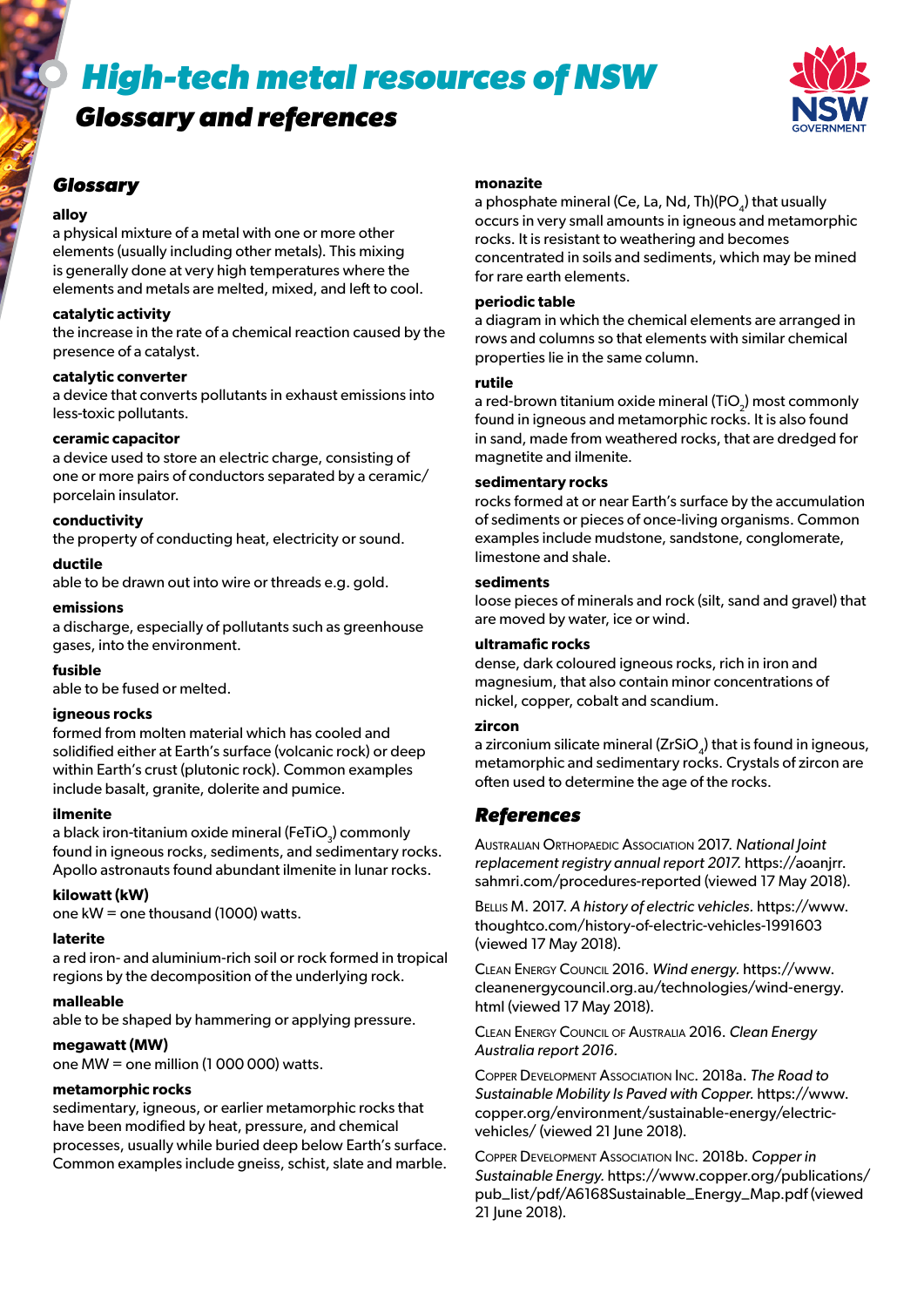# High-tech metal resources of NSW

## Glossary and references

### Glossary

**alloy**
a physical mixture of a metal with one or more other elements (usually including other metals). This mixing is generally done at very high temperatures where the elements and metals are melted, mixed, and left to cool.

**catalytic activity**
the increase in the rate of a chemical reaction caused by the presence of a catalyst.

**catalytic converter**
a device that converts pollutants in exhaust emissions into less-toxic pollutants.

**ceramic capacitor**
a device used to store an electric charge, consisting of one or more pairs of conductors separated by a ceramic/porcelain insulator.

**conductivity**
the property of conducting heat, electricity or sound.

**ductile**
able to be drawn out into wire or threads e.g. gold.

**emissions**
a discharge, especially of pollutants such as greenhouse gases, into the environment.

**fusible**
able to be fused or melted.

**igneous rocks**
formed from molten material which has cooled and solidified either at Earth's surface (volcanic rock) or deep within Earth's crust (plutonic rock). Common examples include basalt, granite, dolerite and pumice.

**ilmenite**
a black iron-titanium oxide mineral ($FeTiO_3$) commonly found in igneous rocks, sediments, and sedimentary rocks. Apollo astronauts found abundant ilmenite in lunar rocks.

**kilowatt (kW)**
one kW = one thousand (1000) watts.

**laterite**
a red iron- and aluminium-rich soil or rock formed in tropical regions by the decomposition of the underlying rock.

**malleable**
able to be shaped by hammering or applying pressure.

**megawatt (MW)**
one MW = one million (1 000 000) watts.

**metamorphic rocks**
sedimentary, igneous, or earlier metamorphic rocks that have been modified by heat, pressure, and chemical processes, usually while buried deep below Earth's surface. Common examples include gneiss, schist, slate and marble.

**monazite**
a phosphate mineral $(Ce, La, Nd, Th)(PO_4)$ that usually occurs in very small amounts in igneous and metamorphic rocks. It is resistant to weathering and becomes concentrated in soils and sediments, which may be mined for rare earth elements.

**periodic table**
a diagram in which the chemical elements are arranged in rows and columns so that elements with similar chemical properties lie in the same column.

**rutile**
a red-brown titanium oxide mineral ($TiO_2$) most commonly found in igneous and metamorphic rocks. It is also found in sand, made from weathered rocks, that are dredged for magnetite and ilmenite.

**sedimentary rocks**
rocks formed at or near Earth's surface by the accumulation of sediments or pieces of once-living organisms. Common examples include mudstone, sandstone, conglomerate, limestone and shale.

**sediments**
loose pieces of minerals and rock (silt, sand and gravel) that are moved by water, ice or wind.

**ultramafic rocks**
dense, dark coloured igneous rocks, rich in iron and magnesium, that also contain minor concentrations of nickel, copper, cobalt and scandium.

**zircon**
a zirconium silicate mineral ($ZrSiO_4$) that is found in igneous, metamorphic and sedimentary rocks. Crystals of zircon are often used to determine the age of the rocks.

### References

Australian Orthopaedic Association 2017. *National Joint replacement registry annual report 2017.* https://aoanjrr.sahmri.com/procedures-reported (viewed 17 May 2018).

Bellis M. 2017. *A history of electric vehicles.* https://www.thoughtco.com/history-of-electric-vehicles-1991603 (viewed 17 May 2018).

Clean Energy Council 2016. *Wind energy.* https://www.cleanenergycouncil.org.au/technologies/wind-energy.html (viewed 17 May 2018).

Clean Energy Council of Australia 2016. *Clean Energy Australia report 2016.*

Copper Development Association Inc. 2018a. *The Road to Sustainable Mobility Is Paved with Copper.* https://www.copper.org/environment/sustainable-energy/electric-vehicles/ (viewed 21 June 2018).

Copper Development Association Inc. 2018b. *Copper in Sustainable Energy.* https://www.copper.org/publications/pub_list/pdf/A6168Sustainable_Energy_Map.pdf (viewed 21 June 2018).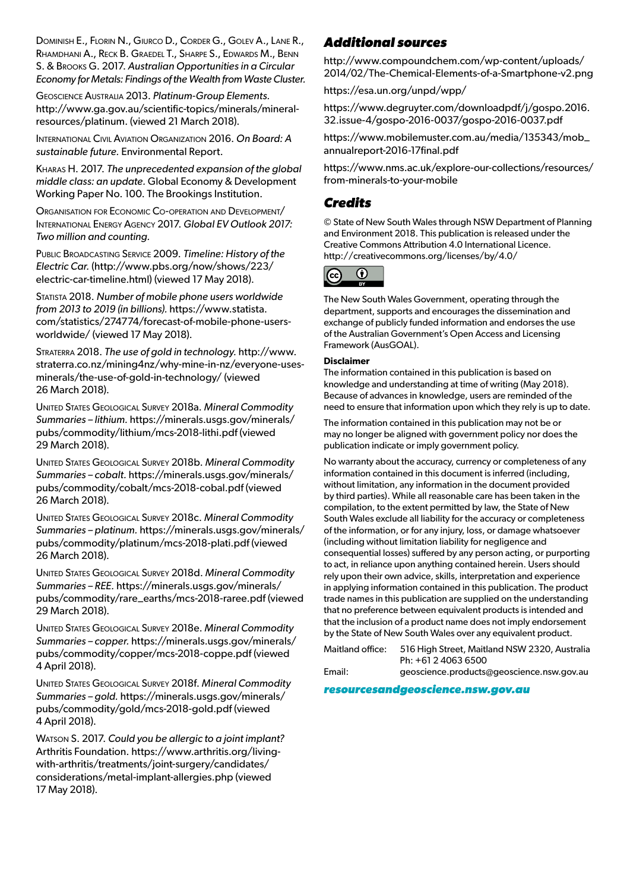Dominish E., Florin N., Giurco D., Corder G., Golev A., Lane R., Rhamdhani A., Reck B. Graedel T., Sharpe S., Edwards M., Benn S. & Brooks G. 2017. *Australian Opportunities in a Circular Economy for Metals: Findings of the Wealth from Waste Cluster.*

Geoscience Australia 2013. *Platinum-Group Elements.* http://www.ga.gov.au/scientific-topics/minerals/mineral-resources/platinum. (viewed 21 March 2018).

International Civil Aviation Organization 2016. *On Board: A sustainable future.* Environmental Report.

Kharas H. 2017. *The unprecedented expansion of the global middle class: an update.* Global Economy & Development Working Paper No. 100. The Brookings Institution.

Organisation for Economic Co-operation and Development/ International Energy Agency 2017. *Global EV Outlook 2017: Two million and counting.*

Public Broadcasting Service 2009. *Timeline: History of the Electric Car.* (http://www.pbs.org/now/shows/223/electric-car-timeline.html) (viewed 17 May 2018).

Statista 2018. *Number of mobile phone users worldwide from 2013 to 2019 (in billions).* https://www.statista.com/statistics/274774/forecast-of-mobile-phone-users-worldwide/ (viewed 17 May 2018).

Straterra 2018. *The use of gold in technology.* http://www.straterra.co.nz/mining4nz/why-mine-in-nz/everyone-uses-minerals/the-use-of-gold-in-technology/ (viewed 26 March 2018).

United States Geological Survey 2018a. *Mineral Commodity Summaries – lithium.* https://minerals.usgs.gov/minerals/pubs/commodity/lithium/mcs-2018-lithi.pdf (viewed 29 March 2018).

United States Geological Survey 2018b. *Mineral Commodity Summaries – cobalt.* https://minerals.usgs.gov/minerals/pubs/commodity/cobalt/mcs-2018-cobal.pdf (viewed 26 March 2018).

United States Geological Survey 2018c. *Mineral Commodity Summaries – platinum.* https://minerals.usgs.gov/minerals/pubs/commodity/platinum/mcs-2018-plati.pdf (viewed 26 March 2018).

United States Geological Survey 2018d. *Mineral Commodity Summaries – REE.* https://minerals.usgs.gov/minerals/pubs/commodity/rare_earths/mcs-2018-raree.pdf (viewed 29 March 2018).

United States Geological Survey 2018e. *Mineral Commodity Summaries – copper.* https://minerals.usgs.gov/minerals/pubs/commodity/copper/mcs-2018-coppe.pdf (viewed 4 April 2018).

United States Geological Survey 2018f. *Mineral Commodity Summaries – gold.* https://minerals.usgs.gov/minerals/pubs/commodity/gold/mcs-2018-gold.pdf (viewed 4 April 2018).

Watson S. 2017. *Could you be allergic to a joint implant?* Arthritis Foundation. https://www.arthritis.org/living-with-arthritis/treatments/joint-surgery/candidates/considerations/metal-implant-allergies.php (viewed 17 May 2018).

## Additional sources

http://www.compoundchem.com/wp-content/uploads/2014/02/The-Chemical-Elements-of-a-Smartphone-v2.png

https://esa.un.org/unpd/wpp/

https://www.degruyter.com/downloadpdf/j/gospo.2016.32.issue-4/gospo-2016-0037/gospo-2016-0037.pdf

https://www.mobilemuster.com.au/media/135343/mob_annualreport-2016-17final.pdf

https://www.nms.ac.uk/explore-our-collections/resources/from-minerals-to-your-mobile

## Credits

© State of New South Wales through NSW Department of Planning and Environment 2018. This publication is released under the Creative Commons Attribution 4.0 International Licence. http://creativecommons.org/licenses/by/4.0/

The New South Wales Government, operating through the department, supports and encourages the dissemination and exchange of publicly funded information and endorses the use of the Australian Government's Open Access and Licensing Framework (AusGOAL).

**Disclaimer**

The information contained in this publication is based on knowledge and understanding at time of writing (May 2018). Because of advances in knowledge, users are reminded of the need to ensure that information upon which they rely is up to date.

The information contained in this publication may not be or may no longer be aligned with government policy nor does the publication indicate or imply government policy.

No warranty about the accuracy, currency or completeness of any information contained in this document is inferred (including, without limitation, any information in the document provided by third parties). While all reasonable care has been taken in the compilation, to the extent permitted by law, the State of New South Wales exclude all liability for the accuracy or completeness of the information, or for any injury, loss, or damage whatsoever (including without limitation liability for negligence and consequential losses) suffered by any person acting, or purporting to act, in reliance upon anything contained herein. Users should rely upon their own advice, skills, interpretation and experience in applying information contained in this publication. The product trade names in this publication are supplied on the understanding that no preference between equivalent products is intended and that the inclusion of a product name does not imply endorsement by the State of New South Wales over any equivalent product.

| | |
|---|---|
| Maitland office: | 516 High Street, Maitland NSW 2320, Australia<br>Ph: +61 2 4063 6500 |
| Email: | geoscience.products@geoscience.nsw.gov.au |

***resourcesandgeoscience.nsw.gov.au***